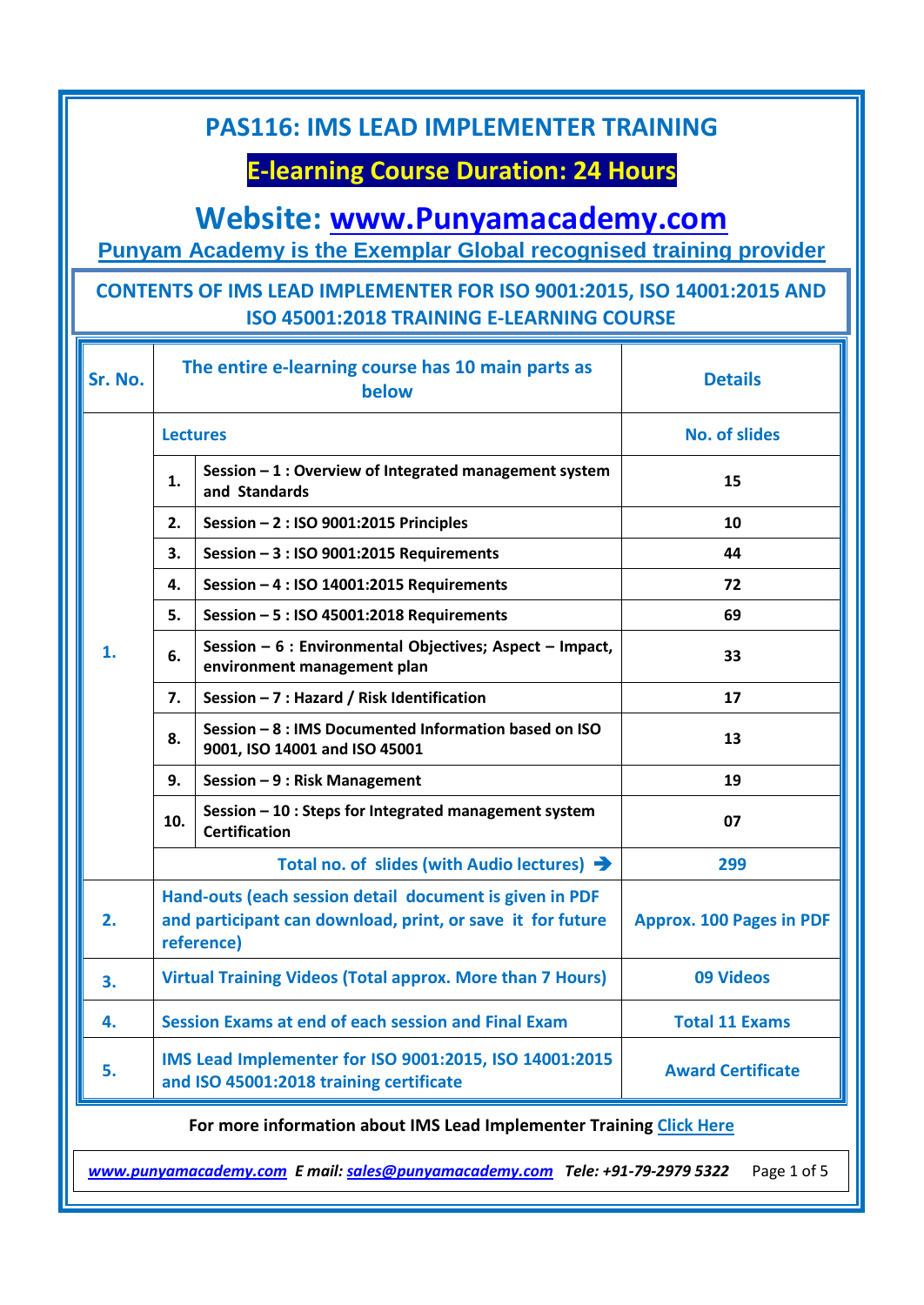# PAS116: IMS LEAD IMPLEMENTER TRAINING

## E-learning Course Duration: 24 Hours

## Website: www.Punyamacademy.com

**Punyam Academy is the Exemplar Global recognised training provider**

### CONTENTS OF IMS LEAD IMPLEMENTER FOR ISO 9001:2015, ISO 14001:2015 AND ISO 45001:2018 TRAINING E-LEARNING COURSE

| Sr. No. | The entire e-learning course has 10 main parts as below | | Details |
|---|---|---|---|
| 1. | Lectures | | No. of slides |
| | 1. | Session – 1 : Overview of Integrated management system and Standards | 15 |
| | 2. | Session – 2 : ISO 9001:2015 Principles | 10 |
| | 3. | Session – 3 : ISO 9001:2015 Requirements | 44 |
| | 4. | Session – 4 : ISO 14001:2015 Requirements | 72 |
| | 5. | Session – 5 : ISO 45001:2018 Requirements | 69 |
| | 6. | Session – 6 : Environmental Objectives; Aspect – Impact, environment management plan | 33 |
| | 7. | Session – 7 : Hazard / Risk Identification | 17 |
| | 8. | Session – 8 : IMS Documented Information based on ISO 9001, ISO 14001 and ISO 45001 | 13 |
| | 9. | Session – 9 : Risk Management | 19 |
| | 10. | Session – 10 : Steps for Integrated management system Certification | 07 |
| | Total no. of slides (with Audio lectures) → | | 299 |
| 2. | Hand-outs (each session detail document is given in PDF and participant can download, print, or save it for future reference) | | Approx. 100 Pages in PDF |
| 3. | Virtual Training Videos (Total approx. More than 7 Hours) | | 09 Videos |
| 4. | Session Exams at end of each session and Final Exam | | Total 11 Exams |
| 5. | IMS Lead Implementer for ISO 9001:2015, ISO 14001:2015 and ISO 45001:2018 training certificate | | Award Certificate |

**For more information about IMS Lead Implementer Training Click Here**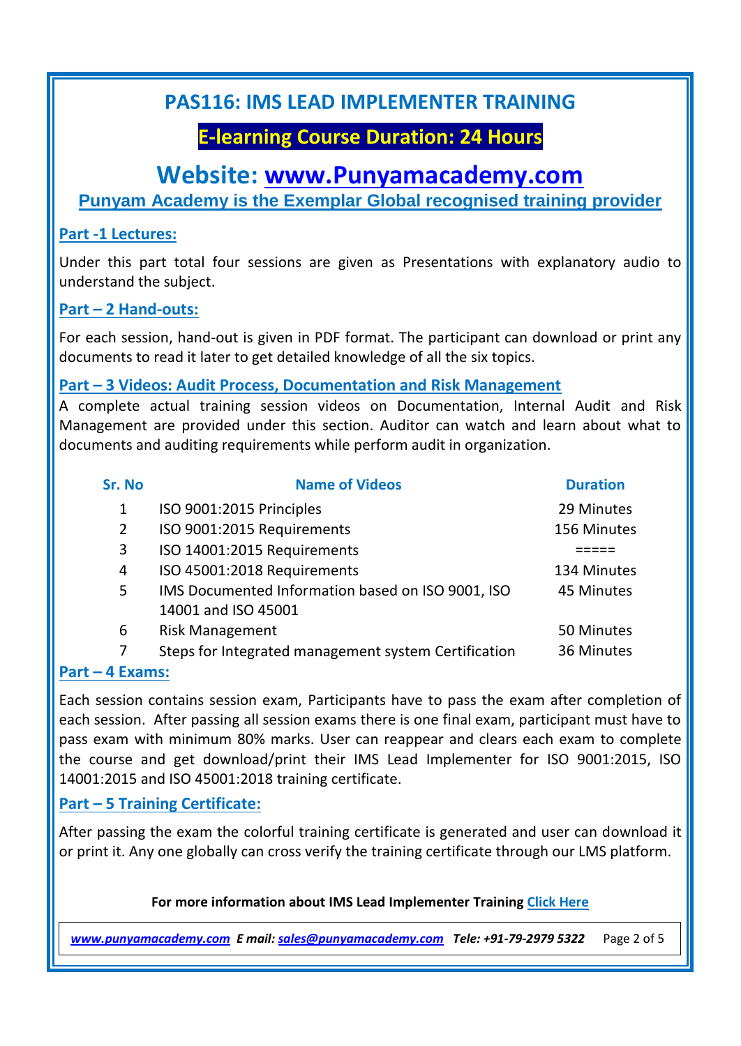# PAS116: IMS LEAD IMPLEMENTER TRAINING

## E-learning Course Duration: 24 Hours

## Website: [www.Punyamacademy.com](http://www.Punyamacademy.com)

**Punyam Academy is the Exemplar Global recognised training provider**

### Part -1 Lectures:

Under this part total four sessions are given as Presentations with explanatory audio to understand the subject.

### Part – 2 Hand-outs:

For each session, hand-out is given in PDF format. The participant can download or print any documents to read it later to get detailed knowledge of all the six topics.

### Part – 3 Videos: Audit Process, Documentation and Risk Management

A complete actual training session videos on Documentation, Internal Audit and Risk Management are provided under this section. Auditor can watch and learn about what to documents and auditing requirements while perform audit in organization.

| Sr. No | Name of Videos | Duration |
|---|---|---|
| 1 | ISO 9001:2015 Principles | 29 Minutes |
| 2 | ISO 9001:2015 Requirements | 156 Minutes |
| 3 | ISO 14001:2015 Requirements | ===== |
| 4 | ISO 45001:2018 Requirements | 134 Minutes |
| 5 | IMS Documented Information based on ISO 9001, ISO 14001 and ISO 45001 | 45 Minutes |
| 6 | Risk Management | 50 Minutes |
| 7 | Steps for Integrated management system Certification | 36 Minutes |

### Part – 4 Exams:

Each session contains session exam, Participants have to pass the exam after completion of each session. After passing all session exams there is one final exam, participant must have to pass exam with minimum 80% marks. User can reappear and clears each exam to complete the course and get download/print their IMS Lead Implementer for ISO 9001:2015, ISO 14001:2015 and ISO 45001:2018 training certificate.

### Part – 5 Training Certificate:

After passing the exam the colorful training certificate is generated and user can download it or print it. Any one globally can cross verify the training certificate through our LMS platform.

**For more information about IMS Lead Implementer Training Click Here**

*www.punyamacademy.com* ***E mail:*** *sales@punyamacademy.com* ***Tele: +91-79-2979 5322***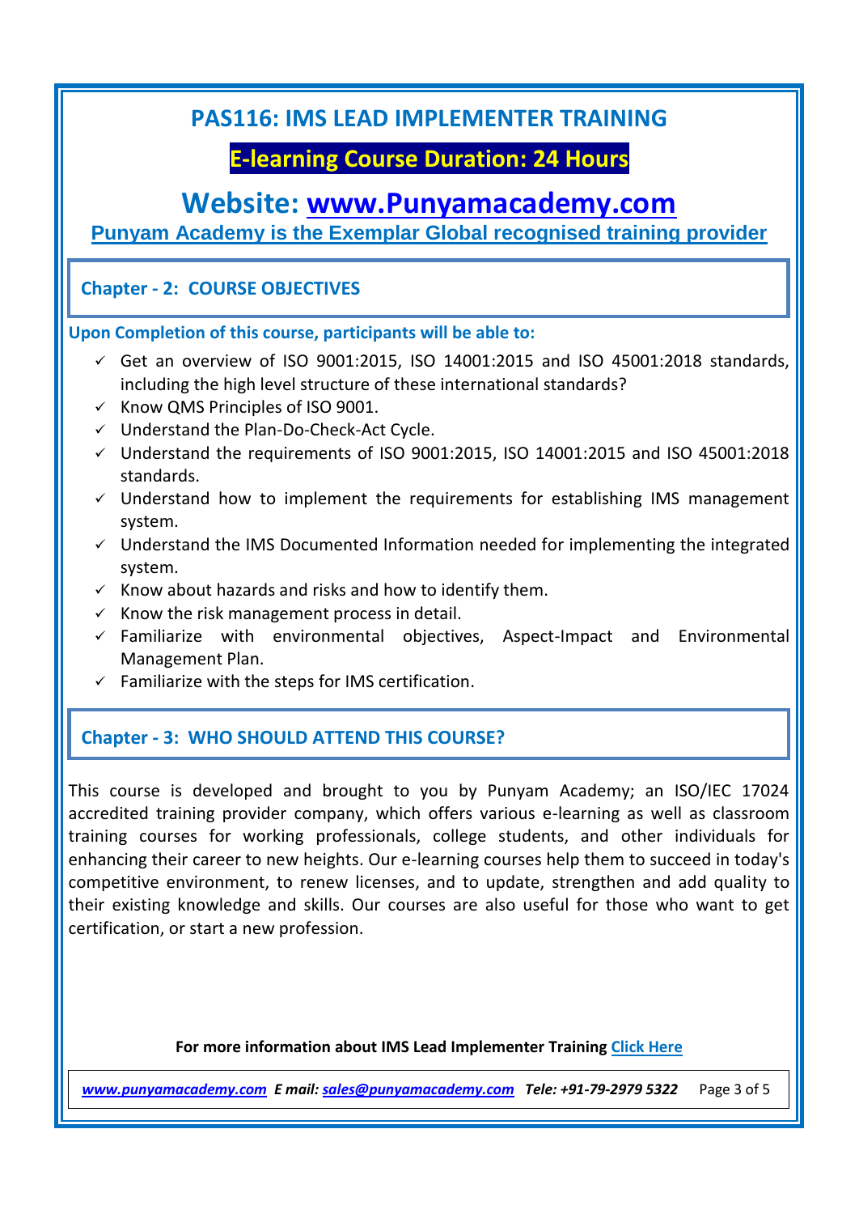# PAS116: IMS LEAD IMPLEMENTER TRAINING

**E-learning Course Duration: 24 Hours**

## Website: www.Punyamacademy.com

**Punyam Academy is the Exemplar Global recognised training provider**

## Chapter - 2: COURSE OBJECTIVES

**Upon Completion of this course, participants will be able to:**

- ✓ Get an overview of ISO 9001:2015, ISO 14001:2015 and ISO 45001:2018 standards, including the high level structure of these international standards?
- ✓ Know QMS Principles of ISO 9001.
- ✓ Understand the Plan-Do-Check-Act Cycle.
- ✓ Understand the requirements of ISO 9001:2015, ISO 14001:2015 and ISO 45001:2018 standards.
- ✓ Understand how to implement the requirements for establishing IMS management system.
- ✓ Understand the IMS Documented Information needed for implementing the integrated system.
- ✓ Know about hazards and risks and how to identify them.
- ✓ Know the risk management process in detail.
- ✓ Familiarize with environmental objectives, Aspect-Impact and Environmental Management Plan.
- ✓ Familiarize with the steps for IMS certification.

## Chapter - 3: WHO SHOULD ATTEND THIS COURSE?

This course is developed and brought to you by Punyam Academy; an ISO/IEC 17024 accredited training provider company, which offers various e-learning as well as classroom training courses for working professionals, college students, and other individuals for enhancing their career to new heights. Our e-learning courses help them to succeed in today's competitive environment, to renew licenses, and to update, strengthen and add quality to their existing knowledge and skills. Our courses are also useful for those who want to get certification, or start a new profession.

**For more information about IMS Lead Implementer Training Click Here**

*www.punyamacademy.com* ***E mail:*** *sales@punyamacademy.com* ***Tele: +91-79-2979 5322***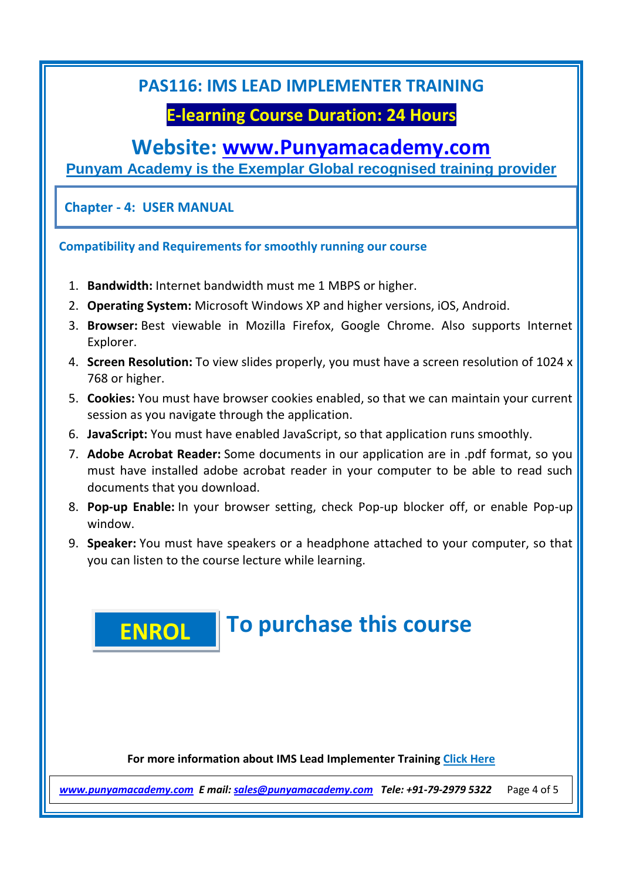# PAS116: IMS LEAD IMPLEMENTER TRAINING

## E-learning Course Duration: 24 Hours

## Website: www.Punyamacademy.com

**Punyam Academy is the Exemplar Global recognised training provider**

### Chapter - 4: USER MANUAL

**Compatibility and Requirements for smoothly running our course**

1. **Bandwidth:** Internet bandwidth must me 1 MBPS or higher.
2. **Operating System:** Microsoft Windows XP and higher versions, iOS, Android.
3. **Browser:** Best viewable in Mozilla Firefox, Google Chrome. Also supports Internet Explorer.
4. **Screen Resolution:** To view slides properly, you must have a screen resolution of 1024 x 768 or higher.
5. **Cookies:** You must have browser cookies enabled, so that we can maintain your current session as you navigate through the application.
6. **JavaScript:** You must have enabled JavaScript, so that application runs smoothly.
7. **Adobe Acrobat Reader:** Some documents in our application are in .pdf format, so you must have installed adobe acrobat reader in your computer to be able to read such documents that you download.
8. **Pop-up Enable:** In your browser setting, check Pop-up blocker off, or enable Pop-up window.
9. **Speaker:** You must have speakers or a headphone attached to your computer, so that you can listen to the course lecture while learning.

**ENROL** To purchase this course

**For more information about IMS Lead Implementer Training Click Here**

*www.punyamacademy.com* ***E mail:*** *sales@punyamacademy.com* ***Tele: +91-79-2979 5322***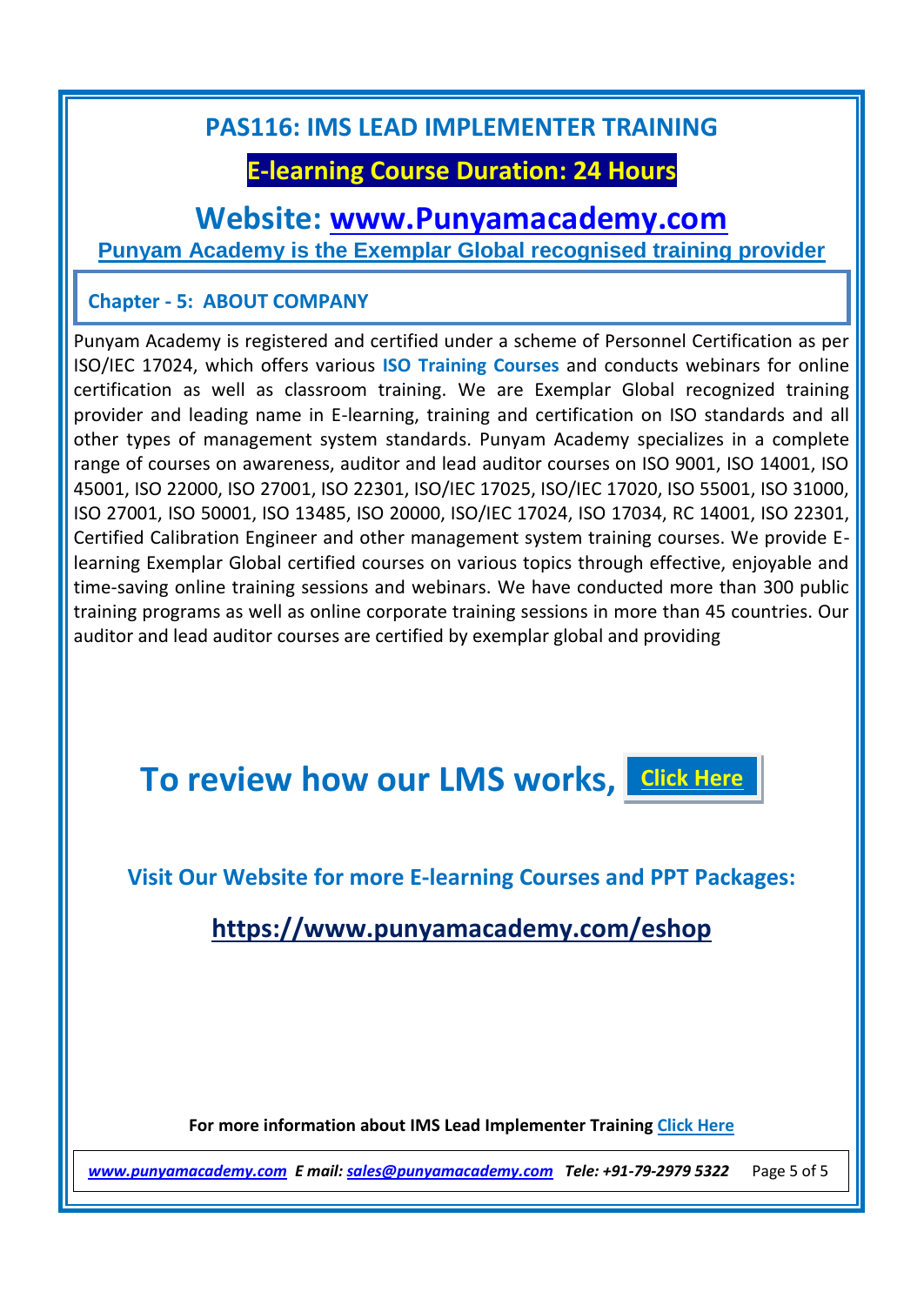## PAS116: IMS LEAD IMPLEMENTER TRAINING

**E-learning Course Duration: 24 Hours**

## Website: www.Punyamacademy.com

**Punyam Academy is the Exemplar Global recognised training provider**

### Chapter - 5: ABOUT COMPANY

Punyam Academy is registered and certified under a scheme of Personnel Certification as per ISO/IEC 17024, which offers various **ISO Training Courses** and conducts webinars for online certification as well as classroom training. We are Exemplar Global recognized training provider and leading name in E-learning, training and certification on ISO standards and all other types of management system standards. Punyam Academy specializes in a complete range of courses on awareness, auditor and lead auditor courses on ISO 9001, ISO 14001, ISO 45001, ISO 22000, ISO 27001, ISO 22301, ISO/IEC 17025, ISO/IEC 17020, ISO 55001, ISO 31000, ISO 27001, ISO 50001, ISO 13485, ISO 20000, ISO/IEC 17024, ISO 17034, RC 14001, ISO 22301, Certified Calibration Engineer and other management system training courses. We provide E-learning Exemplar Global certified courses on various topics through effective, enjoyable and time-saving online training sessions and webinars. We have conducted more than 300 public training programs as well as online corporate training sessions in more than 45 countries. Our auditor and lead auditor courses are certified by exemplar global and providing

## To review how our LMS works, Click Here

**Visit Our Website for more E-learning Courses and PPT Packages:**

**https://www.punyamacademy.com/eshop**

**For more information about IMS Lead Implementer Training Click Here**

*www.punyamacademy.com E mail: sales@punyamacademy.com Tele: +91-79-2979 5322*